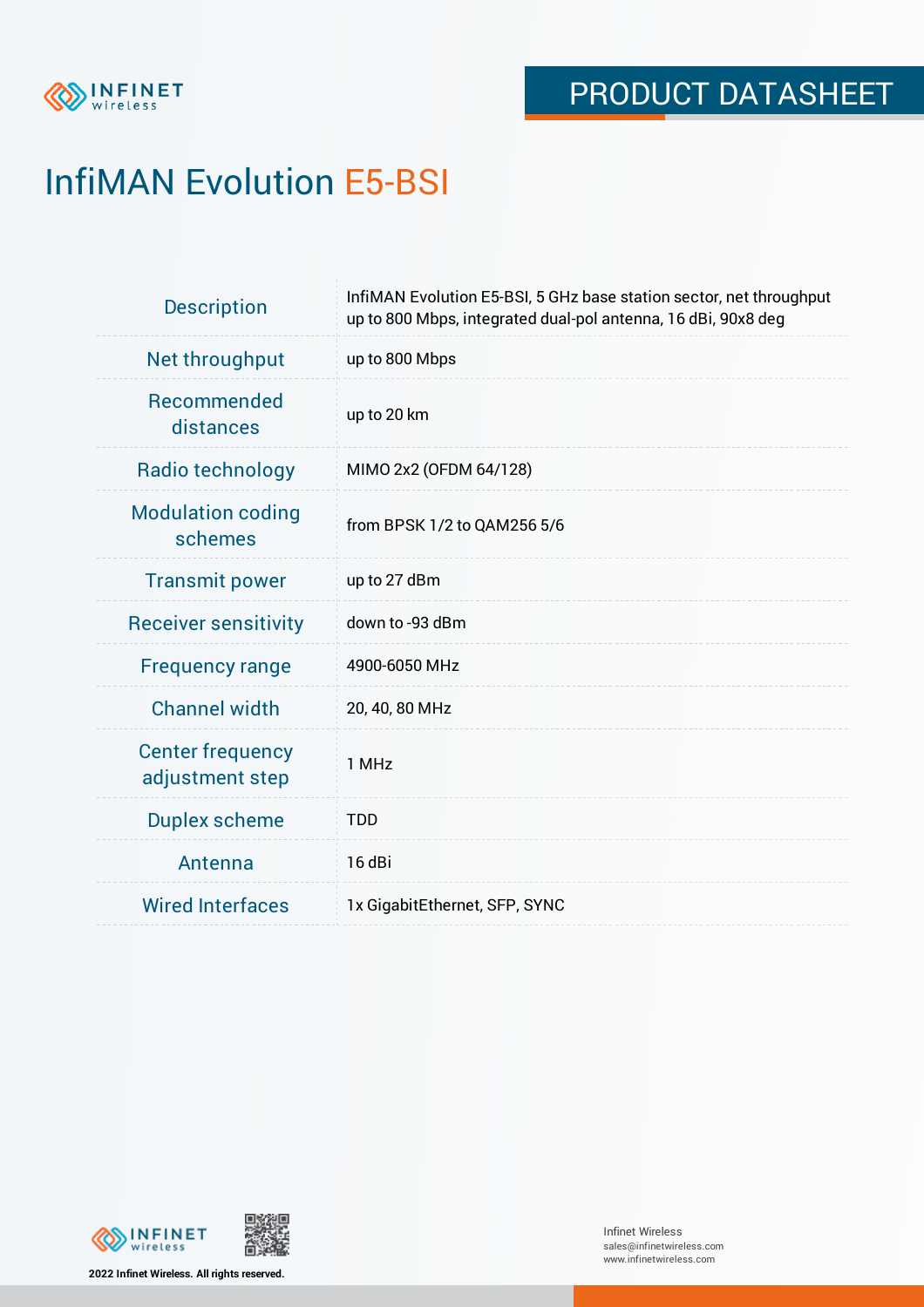PRODUCT DATASHEET

# InfiMAN Evolution E5-BSI

| | |
|---|---|
| Description | InfiMAN Evolution E5-BSI, 5 GHz base station sector, net throughput up to 800 Mbps, integrated dual-pol antenna, 16 dBi, 90x8 deg |
| Net throughput | up to 800 Mbps |
| Recommended distances | up to 20 km |
| Radio technology | MIMO 2x2 (OFDM 64/128) |
| Modulation coding schemes | from BPSK 1/2 to QAM256 5/6 |
| Transmit power | up to 27 dBm |
| Receiver sensitivity | down to -93 dBm |
| Frequency range | 4900-6050 MHz |
| Channel width | 20, 40, 80 MHz |
| Center frequency adjustment step | 1 MHz |
| Duplex scheme | TDD |
| Antenna | 16 dBi |
| Wired Interfaces | 1x GigabitEthernet, SFP, SYNC |

2022 Infinet Wireless. All rights reserved.

Infinet Wireless
sales@infinetwireless.com
www.infinetwireless.com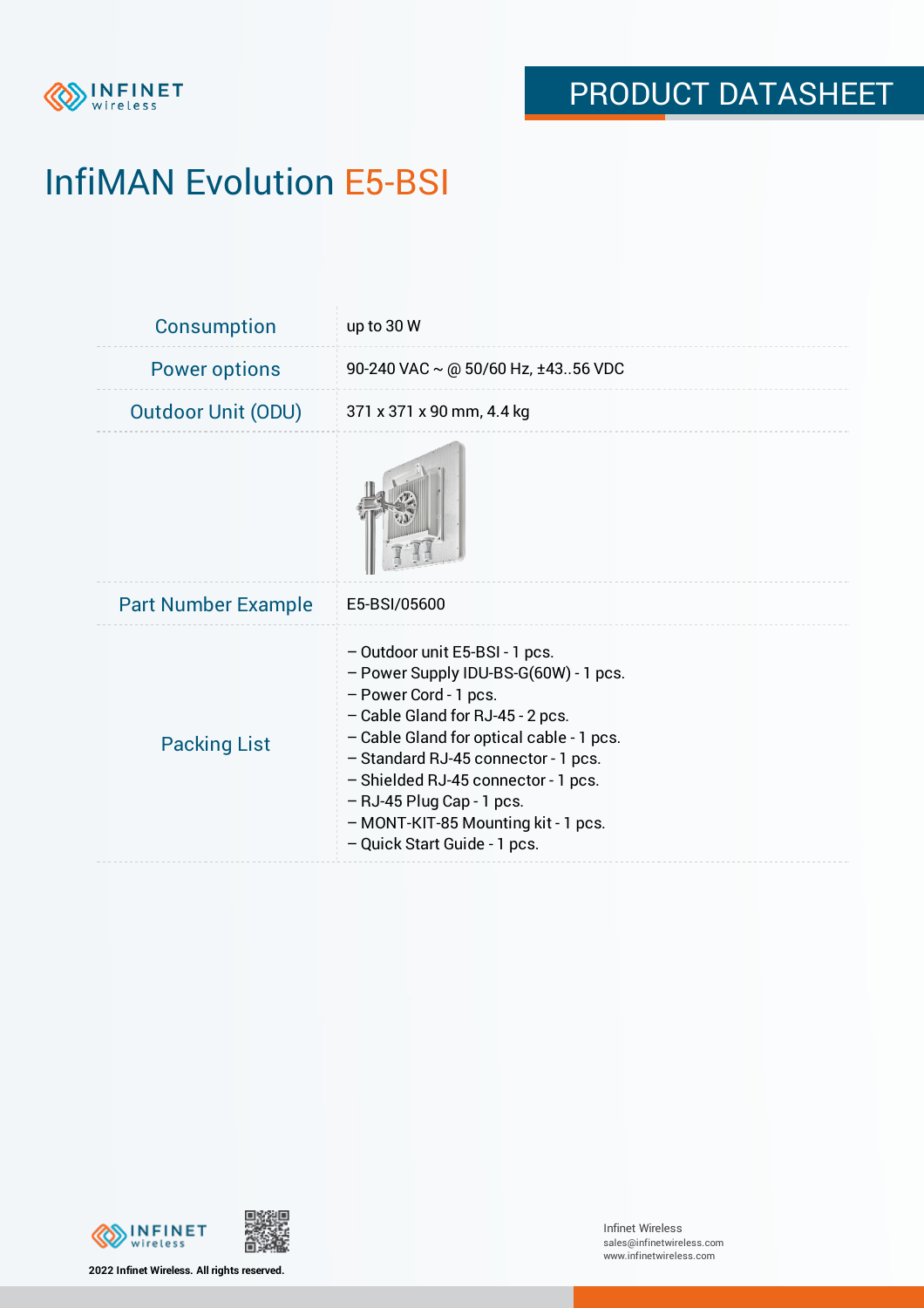# InfiMAN Evolution E5-BSI

| | |
|---|---|
| Consumption | up to 30 W |
| Power options | 90-240 VAC ~ @ 50/60 Hz, ±43..56 VDC |
| Outdoor Unit (ODU) | 371 x 371 x 90 mm, 4.4 kg |
| | |
| Part Number Example | E5-BSI/05600 |
| Packing List | – Outdoor unit E5-BSI - 1 pcs.<br>– Power Supply IDU-BS-G(60W) - 1 pcs.<br>– Power Cord - 1 pcs.<br>– Cable Gland for RJ-45 - 2 pcs.<br>– Cable Gland for optical cable - 1 pcs.<br>– Standard RJ-45 connector - 1 pcs.<br>– Shielded RJ-45 connector - 1 pcs.<br>– RJ-45 Plug Cap - 1 pcs.<br>– MONT-KIT-85 Mounting kit - 1 pcs.<br>– Quick Start Guide - 1 pcs. |

2022 Infinet Wireless. All rights reserved.

Infinet Wireless
sales@infinetwireless.com
www.infinetwireless.com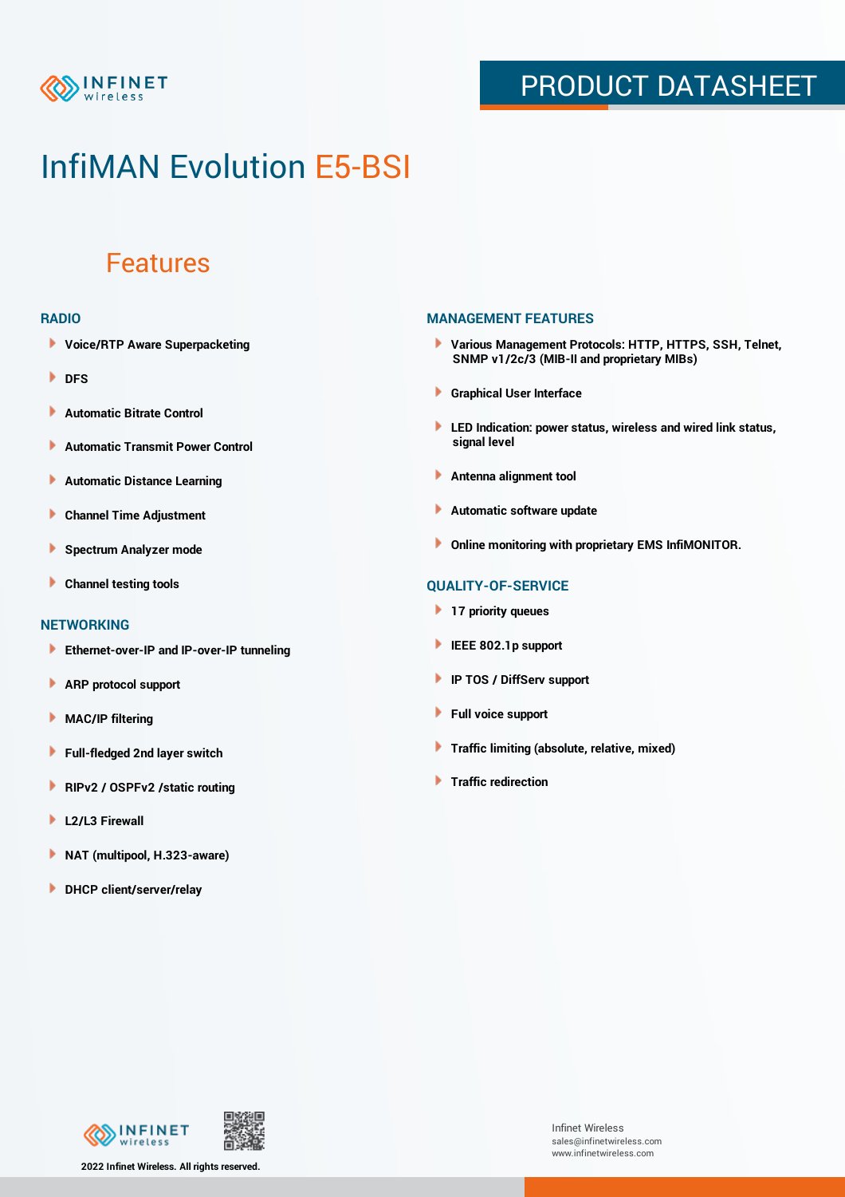# InfiMAN Evolution E5-BSI

## Features

### RADIO

- Voice/RTP Aware Superpacketing
- DFS
- Automatic Bitrate Control
- Automatic Transmit Power Control
- Automatic Distance Learning
- Channel Time Adjustment
- Spectrum Analyzer mode
- Channel testing tools

### NETWORKING

- Ethernet-over-IP and IP-over-IP tunneling
- ARP protocol support
- MAC/IP filtering
- Full-fledged 2nd layer switch
- RIPv2 / OSPFv2 /static routing
- L2/L3 Firewall
- NAT (multipool, H.323-aware)
- DHCP client/server/relay

### MANAGEMENT FEATURES

- Various Management Protocols: HTTP, HTTPS, SSH, Telnet, SNMP v1/2c/3 (MIB-II and proprietary MIBs)
- Graphical User Interface
- LED Indication: power status, wireless and wired link status, signal level
- Antenna alignment tool
- Automatic software update
- Online monitoring with proprietary EMS InfiMONITOR.

### QUALITY-OF-SERVICE

- 17 priority queues
- IEEE 802.1p support
- IP TOS / DiffServ support
- Full voice support
- Traffic limiting (absolute, relative, mixed)
- Traffic redirection

2022 Infinet Wireless. All rights reserved.

Infinet Wireless
sales@infinetwireless.com
www.infinetwireless.com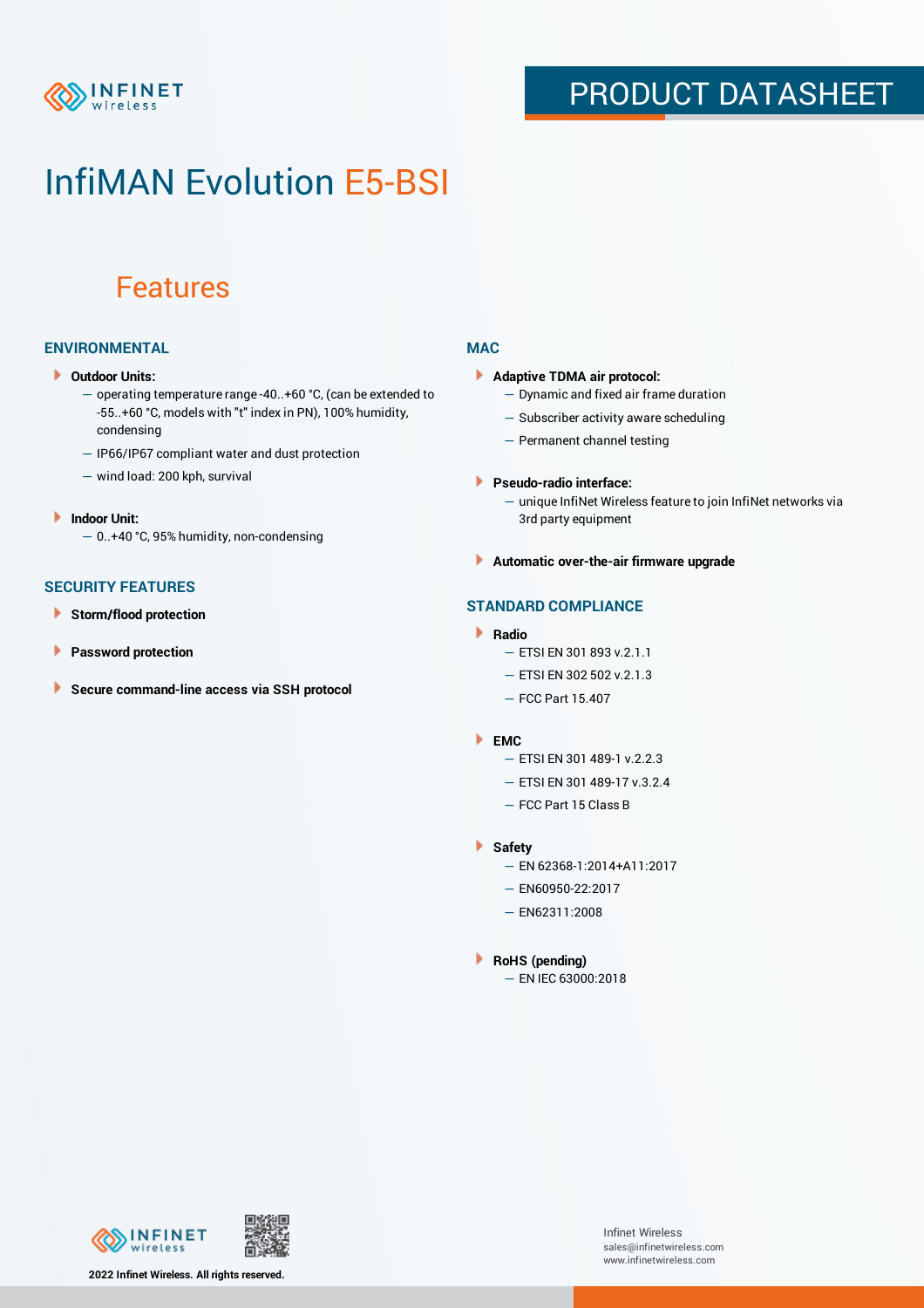# InfiMAN Evolution E5-BSI

## Features

### ENVIRONMENTAL

- **Outdoor Units:**
  - operating temperature range -40..+60 °C, (can be extended to -55..+60 °C, models with "t" index in PN), 100% humidity, condensing
  - IP66/IP67 compliant water and dust protection
  - wind load: 200 kph, survival

- **Indoor Unit:**
  - 0..+40 °C, 95% humidity, non-condensing

### SECURITY FEATURES

- **Storm/flood protection**
- **Password protection**
- **Secure command-line access via SSH protocol**

### MAC

- **Adaptive TDMA air protocol:**
  - Dynamic and fixed air frame duration
  - Subscriber activity aware scheduling
  - Permanent channel testing

- **Pseudo-radio interface:**
  - unique InfiNet Wireless feature to join InfiNet networks via 3rd party equipment

- **Automatic over-the-air firmware upgrade**

### STANDARD COMPLIANCE

- **Radio**
  - ETSI EN 301 893 v.2.1.1
  - ETSI EN 302 502 v.2.1.3
  - FCC Part 15.407

- **EMC**
  - ETSI EN 301 489-1 v.2.2.3
  - ETSI EN 301 489-17 v.3.2.4
  - FCC Part 15 Class B

- **Safety**
  - EN 62368-1:2014+A11:2017
  - EN60950-22:2017
  - EN62311:2008

- **RoHS (pending)**
  - EN IEC 63000:2018

2022 Infinet Wireless. All rights reserved.

Infinet Wireless
sales@infinetwireless.com
www.infinetwireless.com